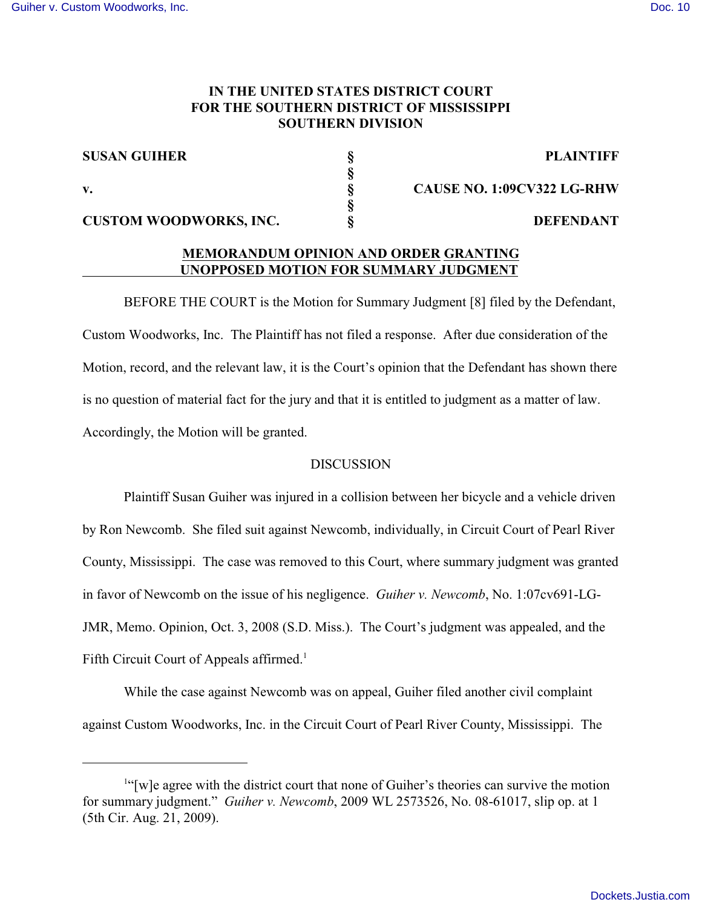**IN THE UNITED STATES DISTRICT COURT**
**FOR THE SOUTHERN DISTRICT OF MISSISSIPPI**
**SOUTHERN DIVISION**

| | | |
|---|---|---|
| **SUSAN GUIHER** | § | **PLAINTIFF** |
| | § | |
| **v.** | § | **CAUSE NO. 1:09CV322 LG-RHW** |
| | § | |
| **CUSTOM WOODWORKS, INC.** | § | **DEFENDANT** |

**MEMORANDUM OPINION AND ORDER GRANTING UNOPPOSED MOTION FOR SUMMARY JUDGMENT**

BEFORE THE COURT is the Motion for Summary Judgment [8] filed by the Defendant, Custom Woodworks, Inc. The Plaintiff has not filed a response. After due consideration of the Motion, record, and the relevant law, it is the Court's opinion that the Defendant has shown there is no question of material fact for the jury and that it is entitled to judgment as a matter of law. Accordingly, the Motion will be granted.

DISCUSSION

Plaintiff Susan Guiher was injured in a collision between her bicycle and a vehicle driven by Ron Newcomb. She filed suit against Newcomb, individually, in Circuit Court of Pearl River County, Mississippi. The case was removed to this Court, where summary judgment was granted in favor of Newcomb on the issue of his negligence. *Guiher v. Newcomb*, No. 1:07cv691-LG-JMR, Memo. Opinion, Oct. 3, 2008 (S.D. Miss.). The Court's judgment was appealed, and the Fifth Circuit Court of Appeals affirmed.[1]

While the case against Newcomb was on appeal, Guiher filed another civil complaint against Custom Woodworks, Inc. in the Circuit Court of Pearl River County, Mississippi. The

---

[1]"[w]e agree with the district court that none of Guiher's theories can survive the motion for summary judgment." *Guiher v. Newcomb*, 2009 WL 2573526, No. 08-61017, slip op. at 1 (5th Cir. Aug. 21, 2009).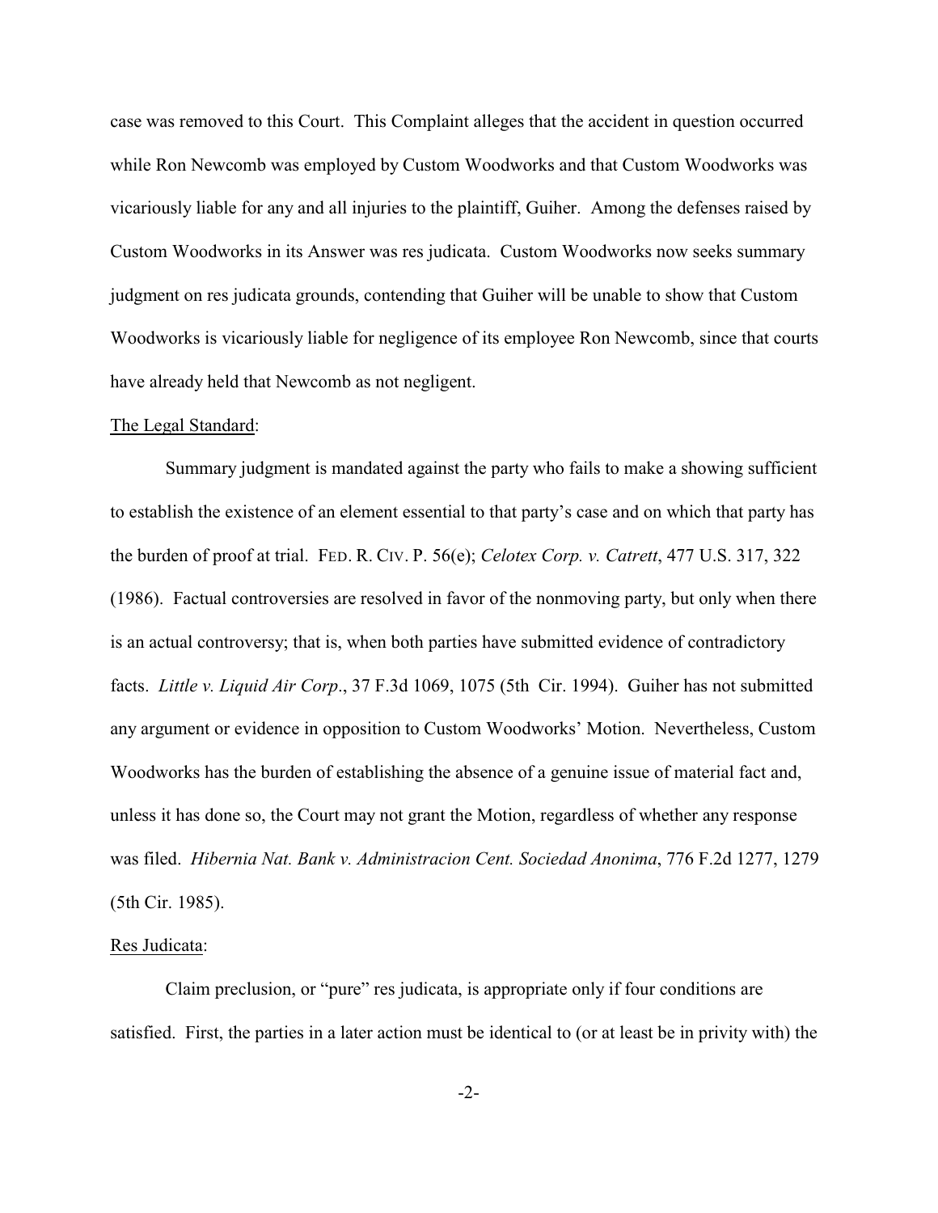case was removed to this Court. This Complaint alleges that the accident in question occurred while Ron Newcomb was employed by Custom Woodworks and that Custom Woodworks was vicariously liable for any and all injuries to the plaintiff, Guiher. Among the defenses raised by Custom Woodworks in its Answer was res judicata. Custom Woodworks now seeks summary judgment on res judicata grounds, contending that Guiher will be unable to show that Custom Woodworks is vicariously liable for negligence of its employee Ron Newcomb, since that courts have already held that Newcomb as not negligent.

<u>The Legal Standard</u>:

Summary judgment is mandated against the party who fails to make a showing sufficient to establish the existence of an element essential to that party's case and on which that party has the burden of proof at trial. FED. R. CIV. P. 56(e); *Celotex Corp. v. Catrett*, 477 U.S. 317, 322 (1986). Factual controversies are resolved in favor of the nonmoving party, but only when there is an actual controversy; that is, when both parties have submitted evidence of contradictory facts. *Little v. Liquid Air Corp*., 37 F.3d 1069, 1075 (5th Cir. 1994). Guiher has not submitted any argument or evidence in opposition to Custom Woodworks' Motion. Nevertheless, Custom Woodworks has the burden of establishing the absence of a genuine issue of material fact and, unless it has done so, the Court may not grant the Motion, regardless of whether any response was filed. *Hibernia Nat. Bank v. Administracion Cent. Sociedad Anonima*, 776 F.2d 1277, 1279 (5th Cir. 1985).

<u>Res Judicata</u>:

Claim preclusion, or "pure" res judicata, is appropriate only if four conditions are satisfied. First, the parties in a later action must be identical to (or at least be in privity with) the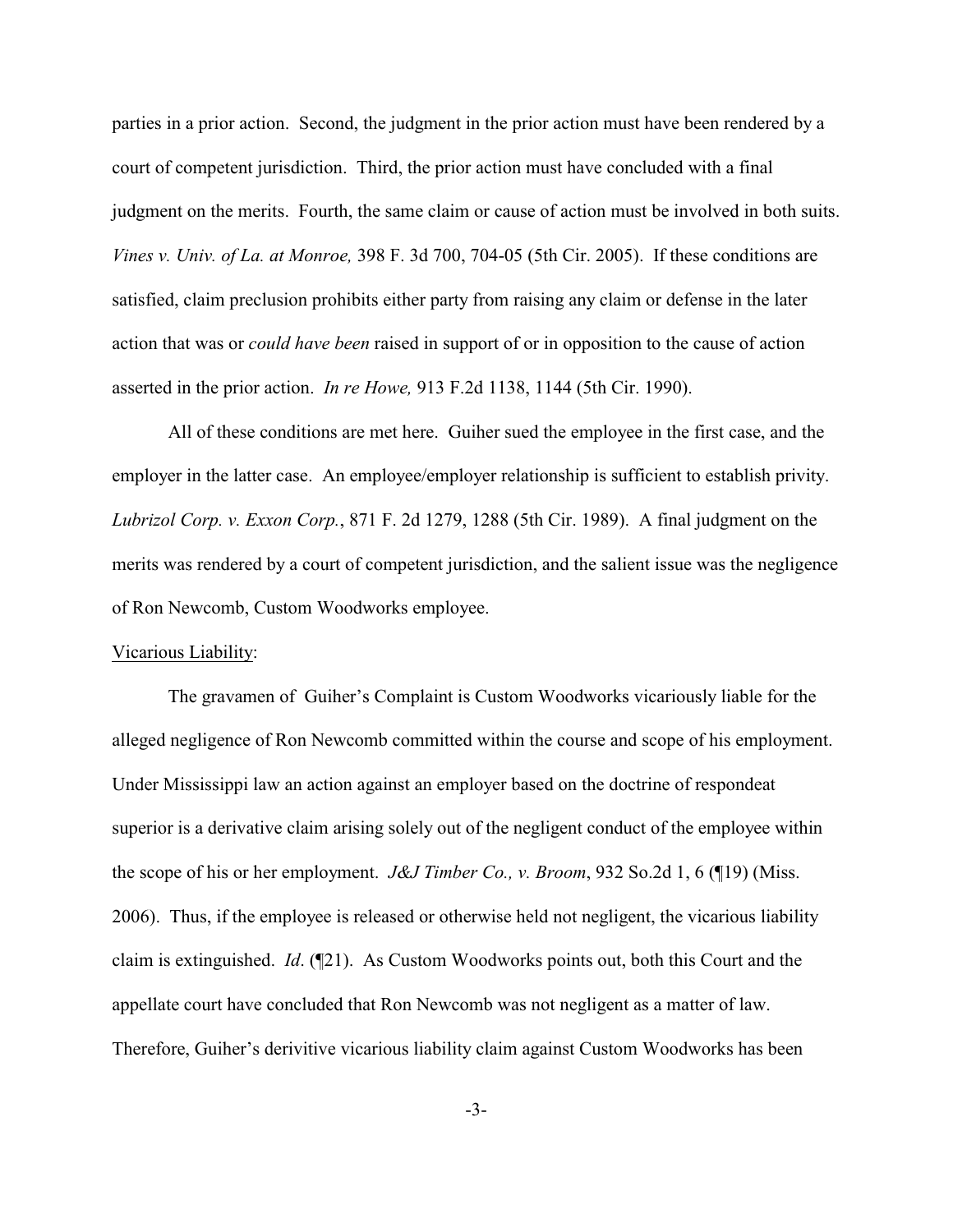parties in a prior action. Second, the judgment in the prior action must have been rendered by a court of competent jurisdiction. Third, the prior action must have concluded with a final judgment on the merits. Fourth, the same claim or cause of action must be involved in both suits. *Vines v. Univ. of La. at Monroe,* 398 F. 3d 700, 704-05 (5th Cir. 2005). If these conditions are satisfied, claim preclusion prohibits either party from raising any claim or defense in the later action that was or *could have been* raised in support of or in opposition to the cause of action asserted in the prior action. *In re Howe,* 913 F.2d 1138, 1144 (5th Cir. 1990).

All of these conditions are met here. Guiher sued the employee in the first case, and the employer in the latter case. An employee/employer relationship is sufficient to establish privity. *Lubrizol Corp. v. Exxon Corp.*, 871 F. 2d 1279, 1288 (5th Cir. 1989). A final judgment on the merits was rendered by a court of competent jurisdiction, and the salient issue was the negligence of Ron Newcomb, Custom Woodworks employee.

<u>Vicarious Liability</u>:

The gravamen of Guiher's Complaint is Custom Woodworks vicariously liable for the alleged negligence of Ron Newcomb committed within the course and scope of his employment. Under Mississippi law an action against an employer based on the doctrine of respondeat superior is a derivative claim arising solely out of the negligent conduct of the employee within the scope of his or her employment. *J&J Timber Co., v. Broom*, 932 So.2d 1, 6 (¶19) (Miss. 2006). Thus, if the employee is released or otherwise held not negligent, the vicarious liability claim is extinguished. *Id*. (¶21). As Custom Woodworks points out, both this Court and the appellate court have concluded that Ron Newcomb was not negligent as a matter of law. Therefore, Guiher's derivitive vicarious liability claim against Custom Woodworks has been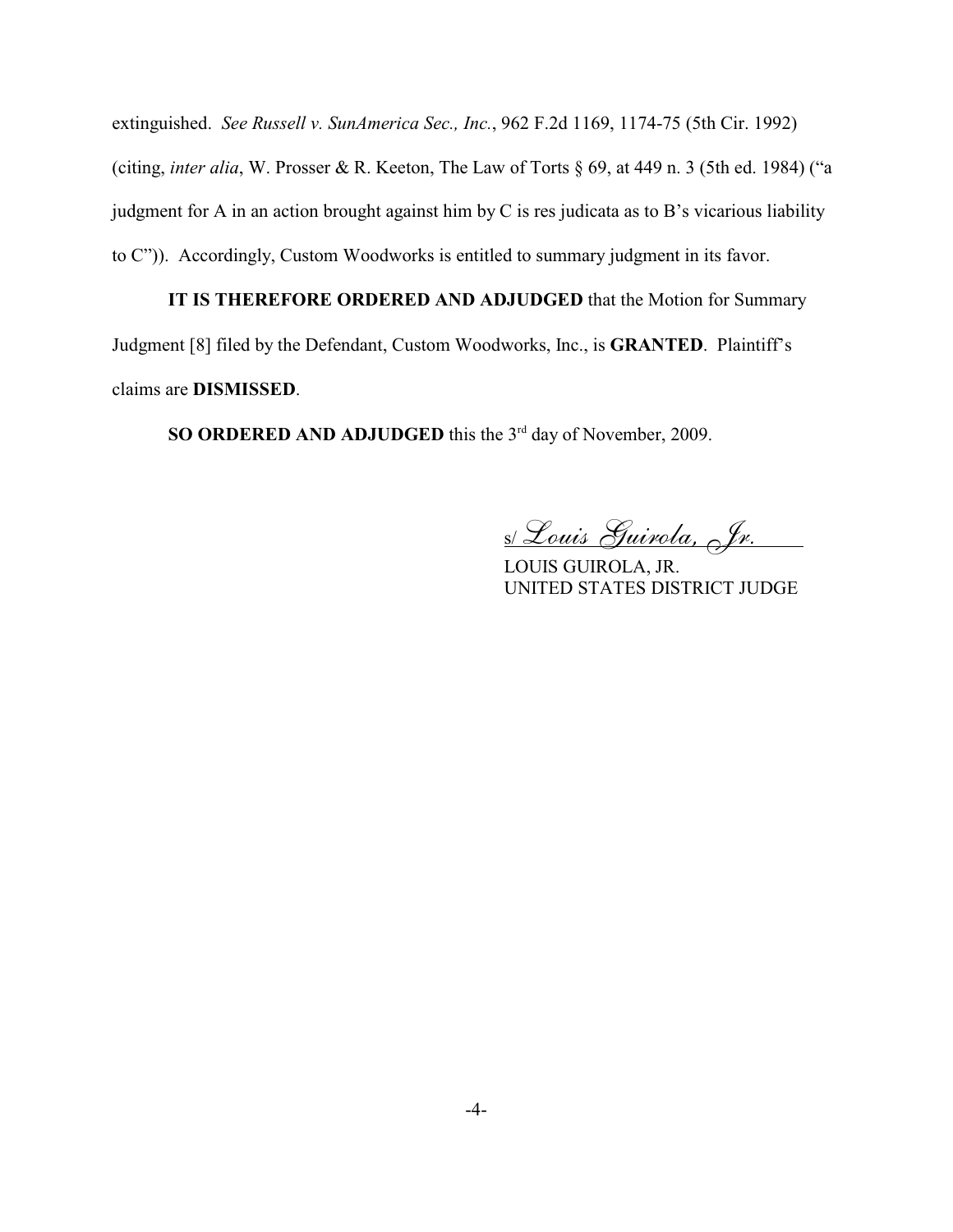extinguished. *See Russell v. SunAmerica Sec., Inc.*, 962 F.2d 1169, 1174-75 (5th Cir. 1992) (citing, *inter alia*, W. Prosser & R. Keeton, The Law of Torts § 69, at 449 n. 3 (5th ed. 1984) ("a judgment for A in an action brought against him by C is res judicata as to B's vicarious liability to C")). Accordingly, Custom Woodworks is entitled to summary judgment in its favor.

**IT IS THEREFORE ORDERED AND ADJUDGED** that the Motion for Summary Judgment [8] filed by the Defendant, Custom Woodworks, Inc., is **GRANTED**. Plaintiff's claims are **DISMISSED**.

**SO ORDERED AND ADJUDGED** this the 3rd day of November, 2009.

s/ *Louis Guirola, Jr.*

LOUIS GUIROLA, JR.
UNITED STATES DISTRICT JUDGE